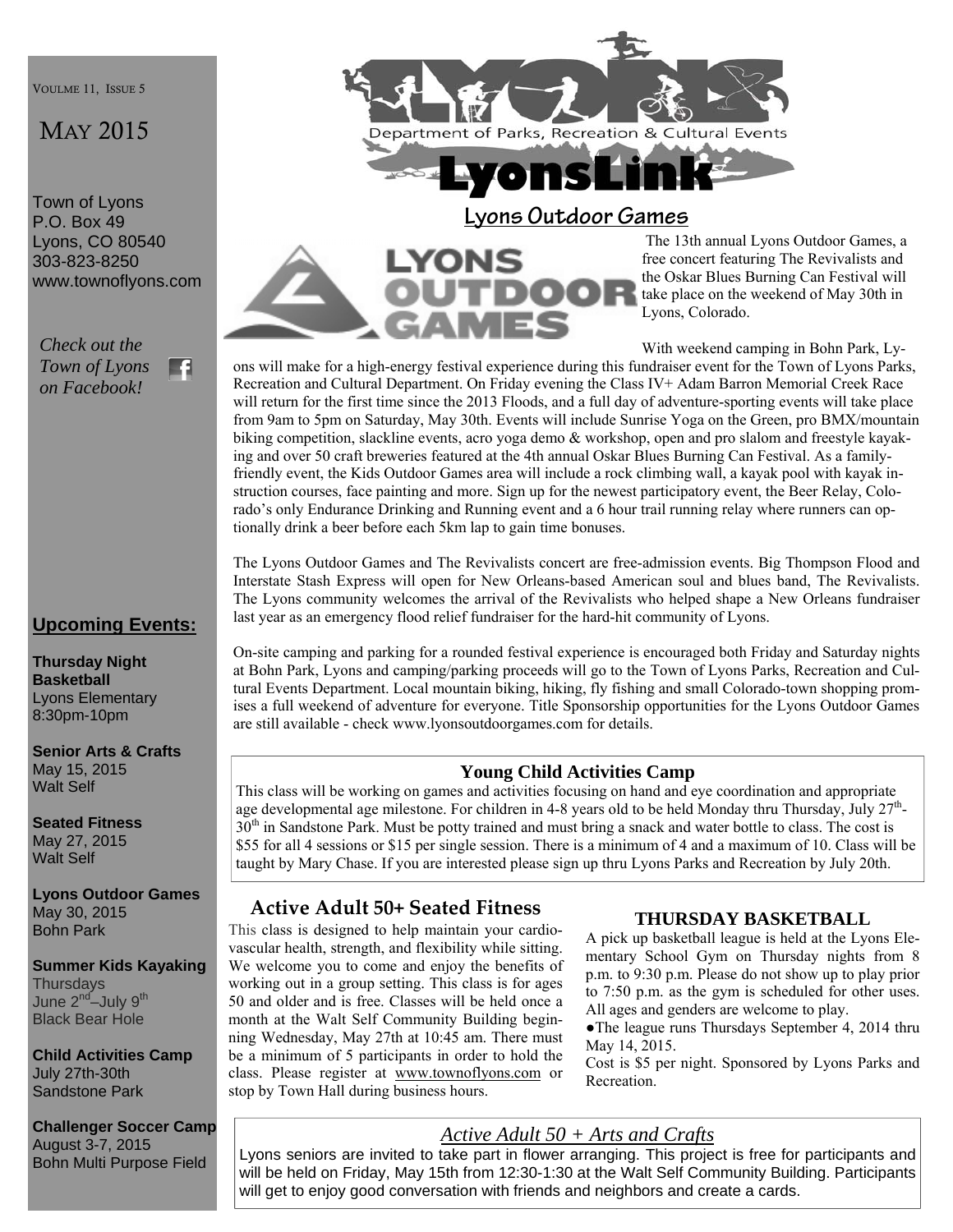VOULME 11, ISSUE 5

MAY 2015

Town of Lyons
P.O. Box 49
Lyons, CO 80540
303-823-8250
www.townoflyons.com

*Check out the Town of Lyons on Facebook!*

# LyonsLink

Department of Parks, Recreation & Cultural Events

## Lyons Outdoor Games

LYONS OUTDOOR GAMES

The 13th annual Lyons Outdoor Games, a free concert featuring The Revivalists and the Oskar Blues Burning Can Festival will take place on the weekend of May 30th in Lyons, Colorado.

With weekend camping in Bohn Park, Lyons will make for a high-energy festival experience during this fundraiser event for the Town of Lyons Parks, Recreation and Cultural Department. On Friday evening the Class IV+ Adam Barron Memorial Creek Race will return for the first time since the 2013 Floods, and a full day of adventure-sporting events will take place from 9am to 5pm on Saturday, May 30th. Events will include Sunrise Yoga on the Green, pro BMX/mountain biking competition, slackline events, acro yoga demo & workshop, open and pro slalom and freestyle kayaking and over 50 craft breweries featured at the 4th annual Oskar Blues Burning Can Festival. As a family-friendly event, the Kids Outdoor Games area will include a rock climbing wall, a kayak pool with kayak instruction courses, face painting and more. Sign up for the newest participatory event, the Beer Relay, Colorado's only Endurance Drinking and Running event and a 6 hour trail running relay where runners can optionally drink a beer before each 5km lap to gain time bonuses.

The Lyons Outdoor Games and The Revivalists concert are free-admission events. Big Thompson Flood and Interstate Stash Express will open for New Orleans-based American soul and blues band, The Revivalists. The Lyons community welcomes the arrival of the Revivalists who helped shape a New Orleans fundraiser last year as an emergency flood relief fundraiser for the hard-hit community of Lyons.

On-site camping and parking for a rounded festival experience is encouraged both Friday and Saturday nights at Bohn Park, Lyons and camping/parking proceeds will go to the Town of Lyons Parks, Recreation and Cultural Events Department. Local mountain biking, hiking, fly fishing and small Colorado-town shopping promises a full weekend of adventure for everyone. Title Sponsorship opportunities for the Lyons Outdoor Games are still available - check www.lyonsoutdoorgames.com for details.

### Young Child Activities Camp

This class will be working on games and activities focusing on hand and eye coordination and appropriate age developmental age milestone. For children in 4-8 years old to be held Monday thru Thursday, July 27th-30th in Sandstone Park. Must be potty trained and must bring a snack and water bottle to class. The cost is $55 for all 4 sessions or $15 per single session. There is a minimum of 4 and a maximum of 10. Class will be taught by Mary Chase. If you are interested please sign up thru Lyons Parks and Recreation by July 20th.

### Active Adult 50+ Seated Fitness

This class is designed to help maintain your cardiovascular health, strength, and flexibility while sitting. We welcome you to come and enjoy the benefits of working out in a group setting. This class is for ages 50 and older and is free. Classes will be held once a month at the Walt Self Community Building beginning Wednesday, May 27th at 10:45 am. There must be a minimum of 5 participants in order to hold the class. Please register at www.townoflyons.com or stop by Town Hall during business hours.

### THURSDAY BASKETBALL

A pick up basketball league is held at the Lyons Elementary School Gym on Thursday nights from 8 p.m. to 9:30 p.m. Please do not show up to play prior to 7:50 p.m. as the gym is scheduled for other uses. All ages and genders are welcome to play.

- The league runs Thursdays September 4, 2014 thru May 14, 2015.

Cost is $5 per night. Sponsored by Lyons Parks and Recreation.

### *Active Adult 50 + Arts and Crafts*

Lyons seniors are invited to take part in flower arranging. This project is free for participants and will be held on Friday, May 15th from 12:30-1:30 at the Walt Self Community Building. Participants will get to enjoy good conversation with friends and neighbors and create a cards.

## Upcoming Events:

**Thursday Night Basketball**
Lyons Elementary
8:30pm-10pm

**Senior Arts & Crafts**
May 15, 2015
Walt Self

**Seated Fitness**
May 27, 2015
Walt Self

**Lyons Outdoor Games**
May 30, 2015
Bohn Park

**Summer Kids Kayaking**
Thursdays
June 2nd–July 9th
Black Bear Hole

**Child Activities Camp**
July 27th-30th
Sandstone Park

**Challenger Soccer Camp**
August 3-7, 2015
Bohn Multi Purpose Field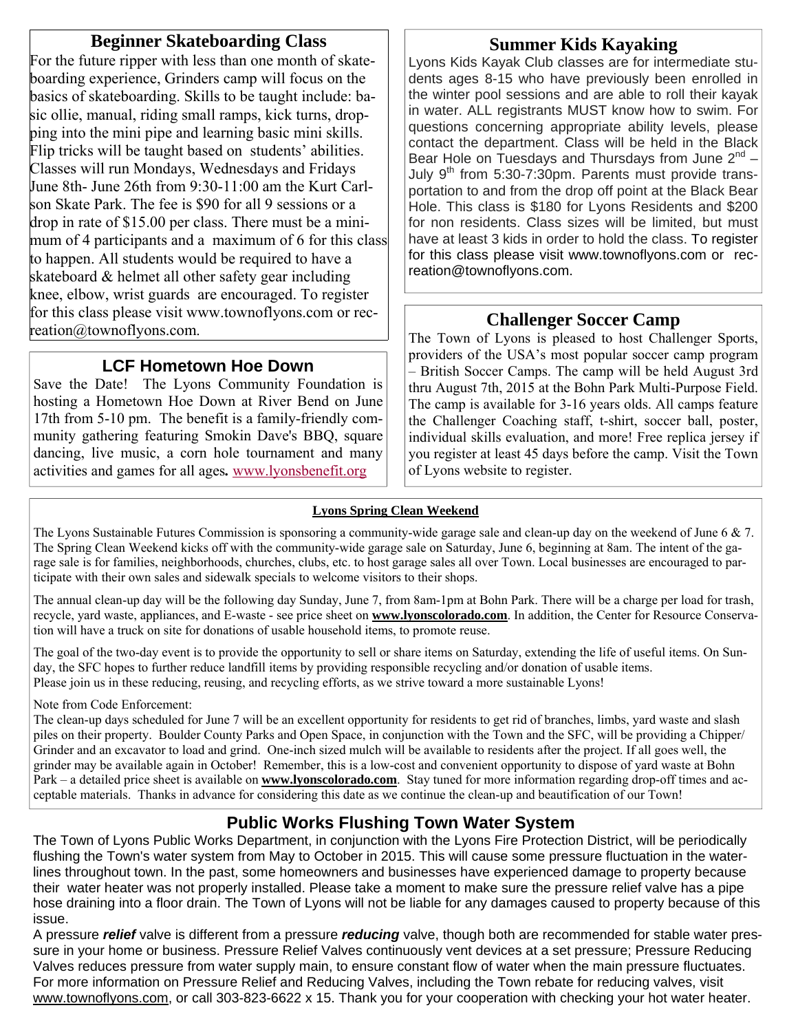## Beginner Skateboarding Class

For the future ripper with less than one month of skateboarding experience, Grinders camp will focus on the basics of skateboarding. Skills to be taught include: basic ollie, manual, riding small ramps, kick turns, dropping into the mini pipe and learning basic mini skills. Flip tricks will be taught based on students' abilities. Classes will run Mondays, Wednesdays and Fridays June 8th- June 26th from 9:30-11:00 am the Kurt Carlson Skate Park. The fee is $90 for all 9 sessions or a drop in rate of $15.00 per class. There must be a minimum of 4 participants and a maximum of 6 for this class to happen. All students would be required to have a skateboard & helmet all other safety gear including knee, elbow, wrist guards are encouraged. To register for this class please visit www.townoflyons.com or recreation@townoflyons.com.

## LCF Hometown Hoe Down

Save the Date! The Lyons Community Foundation is hosting a Hometown Hoe Down at River Bend on June 17th from 5-10 pm. The benefit is a family-friendly community gathering featuring Smokin Dave's BBQ, square dancing, live music, a corn hole tournament and many activities and games for all ages**.** www.lyonsbenefit.org

## Summer Kids Kayaking

Lyons Kids Kayak Club classes are for intermediate students ages 8-15 who have previously been enrolled in the winter pool sessions and are able to roll their kayak in water. ALL registrants MUST know how to swim. For questions concerning appropriate ability levels, please contact the department. Class will be held in the Black Bear Hole on Tuesdays and Thursdays from June 2nd – July 9th from 5:30-7:30pm. Parents must provide transportation to and from the drop off point at the Black Bear Hole. This class is $180 for Lyons Residents and $200 for non residents. Class sizes will be limited, but must have at least 3 kids in order to hold the class. To register for this class please visit www.townoflyons.com or recreation@townoflyons.com.

## Challenger Soccer Camp

The Town of Lyons is pleased to host Challenger Sports, providers of the USA's most popular soccer camp program – British Soccer Camps. The camp will be held August 3rd thru August 7th, 2015 at the Bohn Park Multi-Purpose Field. The camp is available for 3-16 years olds. All camps feature the Challenger Coaching staff, t-shirt, soccer ball, poster, individual skills evaluation, and more! Free replica jersey if you register at least 45 days before the camp. Visit the Town of Lyons website to register.

## Lyons Spring Clean Weekend

The Lyons Sustainable Futures Commission is sponsoring a community-wide garage sale and clean-up day on the weekend of June 6 & 7. The Spring Clean Weekend kicks off with the community-wide garage sale on Saturday, June 6, beginning at 8am. The intent of the garage sale is for families, neighborhoods, churches, clubs, etc. to host garage sales all over Town. Local businesses are encouraged to participate with their own sales and sidewalk specials to welcome visitors to their shops.

The annual clean-up day will be the following day Sunday, June 7, from 8am-1pm at Bohn Park. There will be a charge per load for trash, recycle, yard waste, appliances, and E-waste - see price sheet on **www.lyonscolorado.com**. In addition, the Center for Resource Conservation will have a truck on site for donations of usable household items, to promote reuse.

The goal of the two-day event is to provide the opportunity to sell or share items on Saturday, extending the life of useful items. On Sunday, the SFC hopes to further reduce landfill items by providing responsible recycling and/or donation of usable items.
Please join us in these reducing, reusing, and recycling efforts, as we strive toward a more sustainable Lyons!

Note from Code Enforcement:
The clean-up days scheduled for June 7 will be an excellent opportunity for residents to get rid of branches, limbs, yard waste and slash piles on their property. Boulder County Parks and Open Space, in conjunction with the Town and the SFC, will be providing a Chipper/Grinder and an excavator to load and grind. One-inch sized mulch will be available to residents after the project. If all goes well, the grinder may be available again in October! Remember, this is a low-cost and convenient opportunity to dispose of yard waste at Bohn Park – a detailed price sheet is available on **www.lyonscolorado.com**. Stay tuned for more information regarding drop-off times and acceptable materials. Thanks in advance for considering this date as we continue the clean-up and beautification of our Town!

## Public Works Flushing Town Water System

The Town of Lyons Public Works Department, in conjunction with the Lyons Fire Protection District, will be periodically flushing the Town's water system from May to October in 2015. This will cause some pressure fluctuation in the waterlines throughout town. In the past, some homeowners and businesses have experienced damage to property because their water heater was not properly installed. Please take a moment to make sure the pressure relief valve has a pipe hose draining into a floor drain. The Town of Lyons will not be liable for any damages caused to property because of this issue.

A pressure ***relief*** valve is different from a pressure ***reducing*** valve, though both are recommended for stable water pressure in your home or business. Pressure Relief Valves continuously vent devices at a set pressure; Pressure Reducing Valves reduces pressure from water supply main, to ensure constant flow of water when the main pressure fluctuates. For more information on Pressure Relief and Reducing Valves, including the Town rebate for reducing valves, visit www.townoflyons.com, or call 303-823-6622 x 15. Thank you for your cooperation with checking your hot water heater.